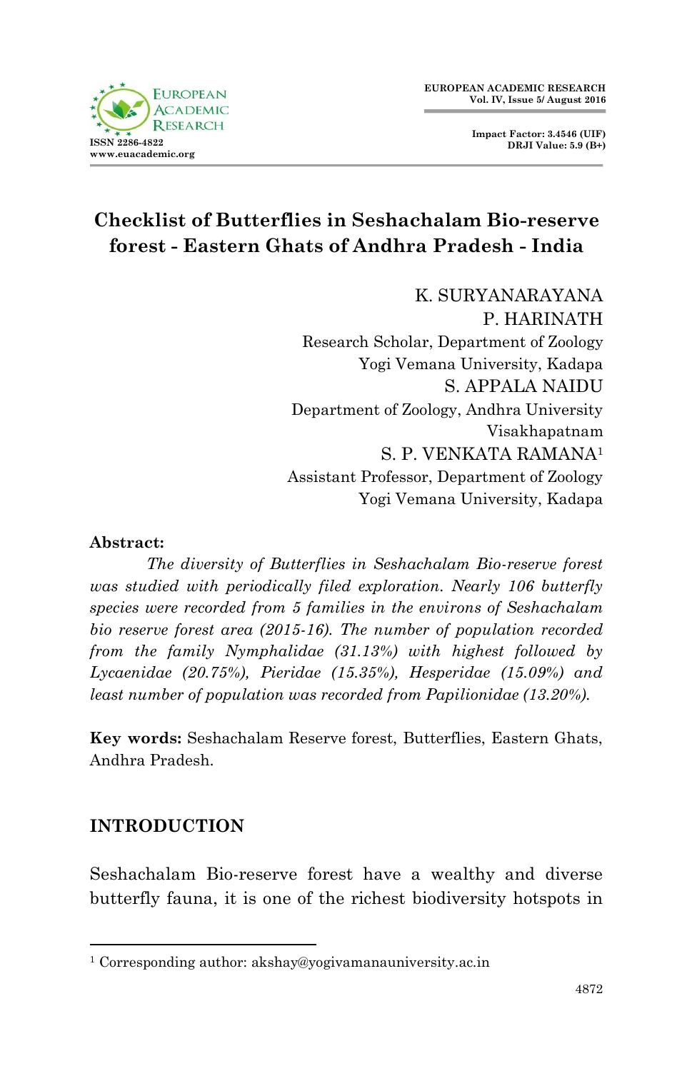# Checklist of Butterflies in Seshachalam Bio-reserve forest - Eastern Ghats of Andhra Pradesh - India

K. SURYANARAYANA
P. HARINATH
Research Scholar, Department of Zoology
Yogi Vemana University, Kadapa
S. APPALA NAIDU
Department of Zoology, Andhra University
Visakhapatnam
S. P. VENKATA RAMANA[1]
Assistant Professor, Department of Zoology
Yogi Vemana University, Kadapa

**Abstract:**

*The diversity of Butterflies in Seshachalam Bio-reserve forest was studied with periodically filed exploration. Nearly 106 butterfly species were recorded from 5 families in the environs of Seshachalam bio reserve forest area (2015-16). The number of population recorded from the family Nymphalidae (31.13%) with highest followed by Lycaenidae (20.75%), Pieridae (15.35%), Hesperidae (15.09%) and least number of population was recorded from Papilionidae (13.20%).*

**Key words:** Seshachalam Reserve forest, Butterflies, Eastern Ghats, Andhra Pradesh.

## INTRODUCTION

Seshachalam Bio-reserve forest have a wealthy and diverse butterfly fauna, it is one of the richest biodiversity hotspots in

[1] Corresponding author: akshay@yogivamanauniversity.ac.in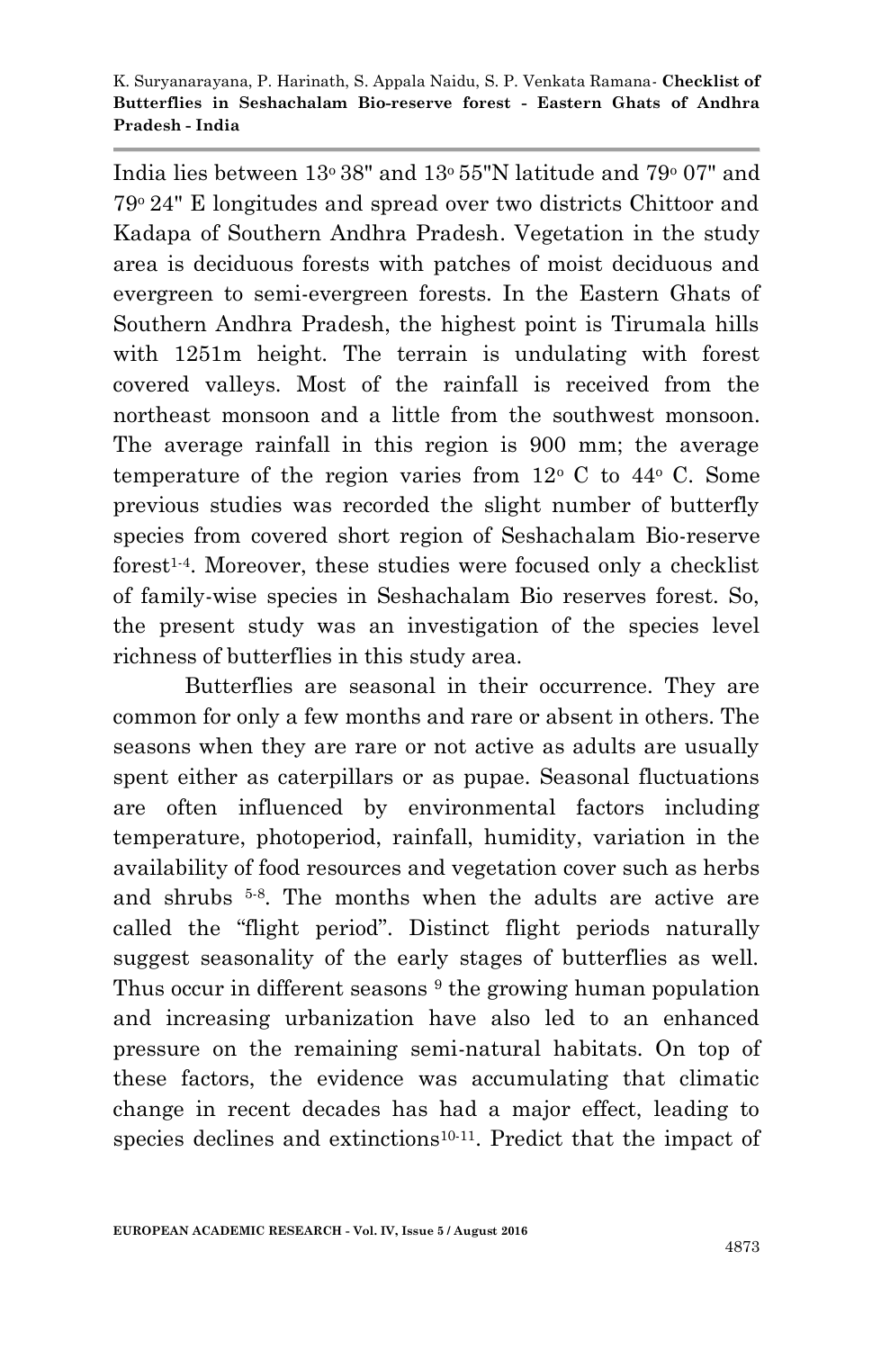India lies between 13° 38" and 13° 55"N latitude and 79° 07" and 79° 24" E longitudes and spread over two districts Chittoor and Kadapa of Southern Andhra Pradesh. Vegetation in the study area is deciduous forests with patches of moist deciduous and evergreen to semi-evergreen forests. In the Eastern Ghats of Southern Andhra Pradesh, the highest point is Tirumala hills with 1251m height. The terrain is undulating with forest covered valleys. Most of the rainfall is received from the northeast monsoon and a little from the southwest monsoon. The average rainfall in this region is 900 mm; the average temperature of the region varies from 12° C to 44° C. Some previous studies was recorded the slight number of butterfly species from covered short region of Seshachalam Bio-reserve forest[1-4]. Moreover, these studies were focused only a checklist of family-wise species in Seshachalam Bio reserves forest. So, the present study was an investigation of the species level richness of butterflies in this study area.

Butterflies are seasonal in their occurrence. They are common for only a few months and rare or absent in others. The seasons when they are rare or not active as adults are usually spent either as caterpillars or as pupae. Seasonal fluctuations are often influenced by environmental factors including temperature, photoperiod, rainfall, humidity, variation in the availability of food resources and vegetation cover such as herbs and shrubs [5-8]. The months when the adults are active are called the "flight period". Distinct flight periods naturally suggest seasonality of the early stages of butterflies as well. Thus occur in different seasons [9] the growing human population and increasing urbanization have also led to an enhanced pressure on the remaining semi-natural habitats. On top of these factors, the evidence was accumulating that climatic change in recent decades has had a major effect, leading to species declines and extinctions[10-11]. Predict that the impact of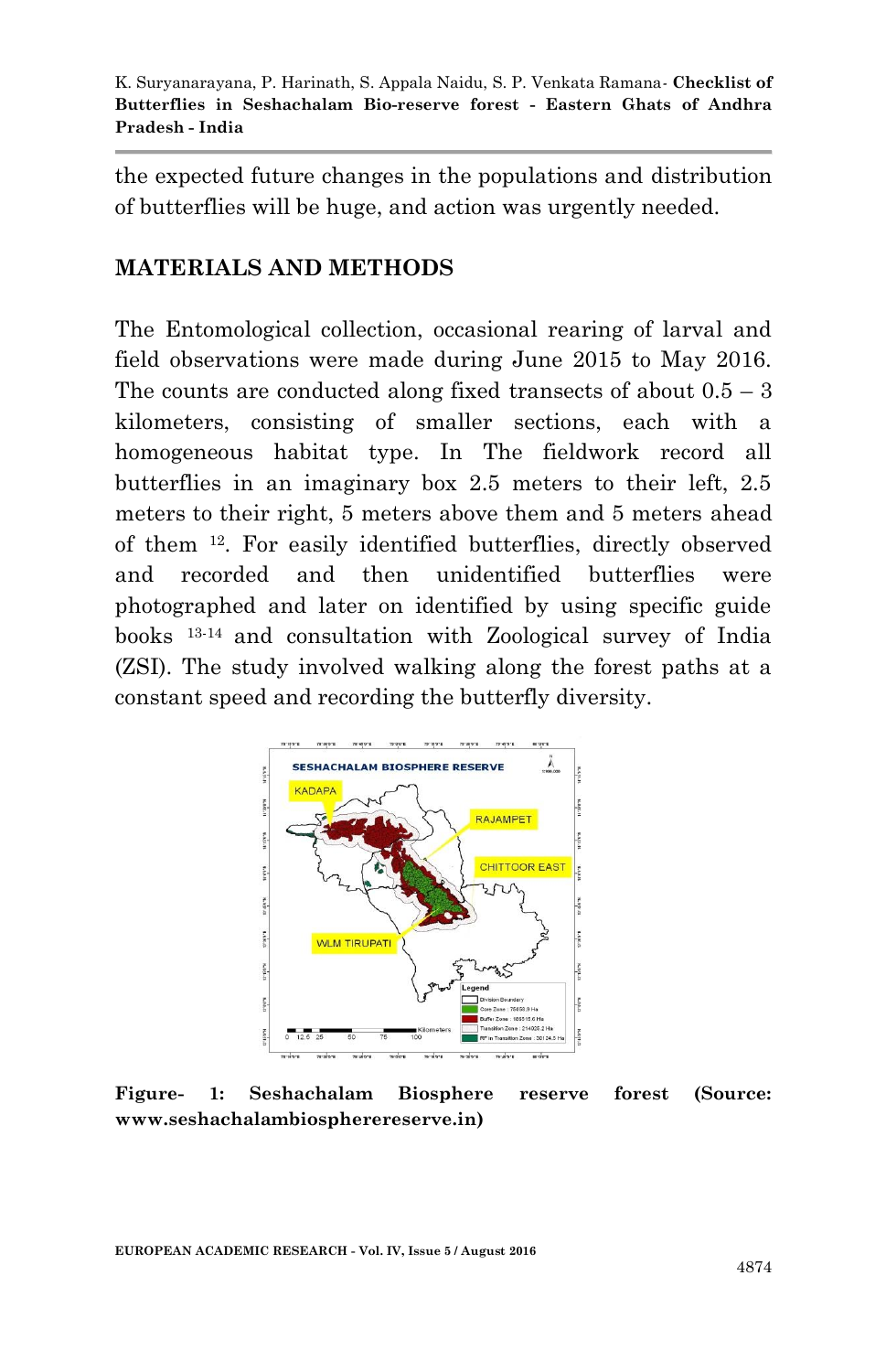the expected future changes in the populations and distribution of butterflies will be huge, and action was urgently needed.

## MATERIALS AND METHODS

The Entomological collection, occasional rearing of larval and field observations were made during June 2015 to May 2016. The counts are conducted along fixed transects of about 0.5 – 3 kilometers, consisting of smaller sections, each with a homogeneous habitat type. In The fieldwork record all butterflies in an imaginary box 2.5 meters to their left, 2.5 meters to their right, 5 meters above them and 5 meters ahead of them [12]. For easily identified butterflies, directly observed and recorded and then unidentified butterflies were photographed and later on identified by using specific guide books [13-14] and consultation with Zoological survey of India (ZSI). The study involved walking along the forest paths at a constant speed and recording the butterfly diversity.

**Figure- 1: Seshachalam Biosphere reserve forest (Source: www.seshachalambiospherereserve.in)**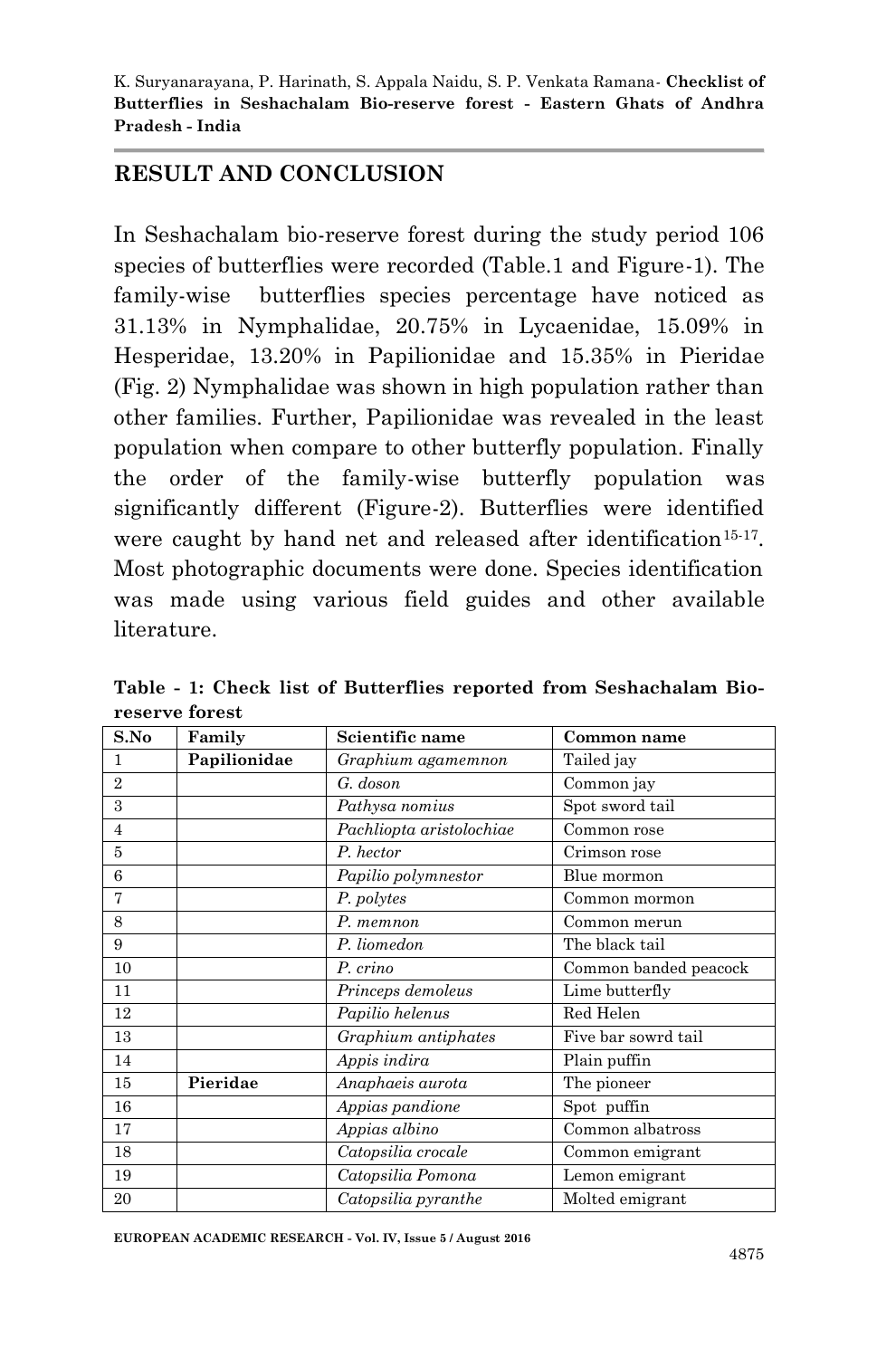## RESULT AND CONCLUSION

In Seshachalam bio-reserve forest during the study period 106 species of butterflies were recorded (Table.1 and Figure-1). The family-wise butterflies species percentage have noticed as 31.13% in Nymphalidae, 20.75% in Lycaenidae, 15.09% in Hesperidae, 13.20% in Papilionidae and 15.35% in Pieridae (Fig. 2) Nymphalidae was shown in high population rather than other families. Further, Papilionidae was revealed in the least population when compare to other butterfly population. Finally the order of the family-wise butterfly population was significantly different (Figure-2). Butterflies were identified were caught by hand net and released after identification[15-17]. Most photographic documents were done. Species identification was made using various field guides and other available literature.

**Table - 1: Check list of Butterflies reported from Seshachalam Bio-reserve forest**

| S.No | Family | Scientific name | Common name |
|---|---|---|---|
| 1 | **Papilionidae** | *Graphium agamemnon* | Tailed jay |
| 2 | | *G. doson* | Common jay |
| 3 | | *Pathysa nomius* | Spot sword tail |
| 4 | | *Pachliopta aristolochiae* | Common rose |
| 5 | | *P. hector* | Crimson rose |
| 6 | | *Papilio polymnestor* | Blue mormon |
| 7 | | *P. polytes* | Common mormon |
| 8 | | *P. memnon* | Common merun |
| 9 | | *P. liomedon* | The black tail |
| 10 | | *P. crino* | Common banded peacock |
| 11 | | *Princeps demoleus* | Lime butterfly |
| 12 | | *Papilio helenus* | Red Helen |
| 13 | | *Graphium antiphates* | Five bar sowrd tail |
| 14 | | *Appis indira* | Plain puffin |
| 15 | **Pieridae** | *Anaphaeis aurota* | The pioneer |
| 16 | | *Appias pandione* | Spot puffin |
| 17 | | *Appias albino* | Common albatross |
| 18 | | *Catopsilia crocale* | Common emigrant |
| 19 | | *Catopsilia Pomona* | Lemon emigrant |
| 20 | | *Catopsilia pyranthe* | Molted emigrant |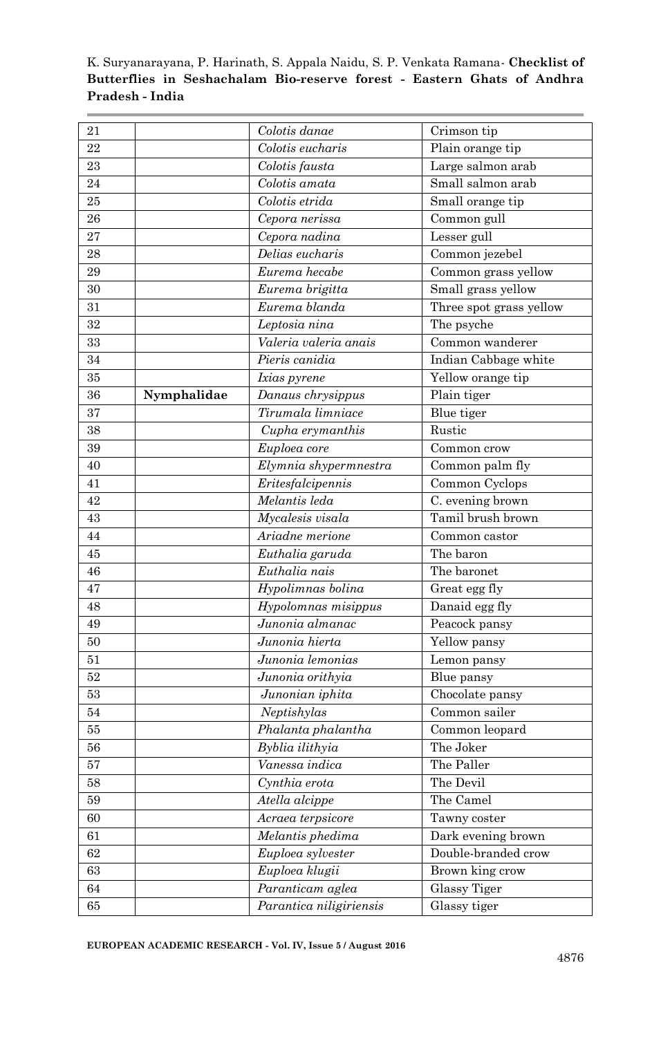| 21 | | *Colotis danae* | Crimson tip |
|---|---|---|---|
| 22 | | *Colotis eucharis* | Plain orange tip |
| 23 | | *Colotis fausta* | Large salmon arab |
| 24 | | *Colotis amata* | Small salmon arab |
| 25 | | *Colotis etrida* | Small orange tip |
| 26 | | *Cepora nerissa* | Common gull |
| 27 | | *Cepora nadina* | Lesser gull |
| 28 | | *Delias eucharis* | Common jezebel |
| 29 | | *Eurema hecabe* | Common grass yellow |
| 30 | | *Eurema brigitta* | Small grass yellow |
| 31 | | *Eurema blanda* | Three spot grass yellow |
| 32 | | *Leptosia nina* | The psyche |
| 33 | | *Valeria valeria anais* | Common wanderer |
| 34 | | *Pieris canidia* | Indian Cabbage white |
| 35 | | *Ixias pyrene* | Yellow orange tip |
| 36 | **Nymphalidae** | *Danaus chrysippus* | Plain tiger |
| 37 | | *Tirumala limniace* | Blue tiger |
| 38 | | *Cupha erymanthis* | Rustic |
| 39 | | *Euploea core* | Common crow |
| 40 | | *Elymnia shypermnestra* | Common palm fly |
| 41 | | *Eritesfalcipennis* | Common Cyclops |
| 42 | | *Melantis leda* | C. evening brown |
| 43 | | *Mycalesis visala* | Tamil brush brown |
| 44 | | *Ariadne merione* | Common castor |
| 45 | | *Euthalia garuda* | The baron |
| 46 | | *Euthalia nais* | The baronet |
| 47 | | *Hypolimnas bolina* | Great egg fly |
| 48 | | *Hypolomnas misippus* | Danaid egg fly |
| 49 | | *Junonia almanac* | Peacock pansy |
| 50 | | *Junonia hierta* | Yellow pansy |
| 51 | | *Junonia lemonias* | Lemon pansy |
| 52 | | *Junonia orithyia* | Blue pansy |
| 53 | | *Junonian iphita* | Chocolate pansy |
| 54 | | *Neptishylas* | Common sailer |
| 55 | | *Phalanta phalantha* | Common leopard |
| 56 | | *Byblia ilithyia* | The Joker |
| 57 | | *Vanessa indica* | The Paller |
| 58 | | *Cynthia erota* | The Devil |
| 59 | | *Atella alcippe* | The Camel |
| 60 | | *Acraea terpsicore* | Tawny coster |
| 61 | | *Melantis phedima* | Dark evening brown |
| 62 | | *Euploea sylvester* | Double-branded crow |
| 63 | | *Euploea klugii* | Brown king crow |
| 64 | | *Paranticam aglea* | Glassy Tiger |
| 65 | | *Parantica niligiriensis* | Glassy tiger |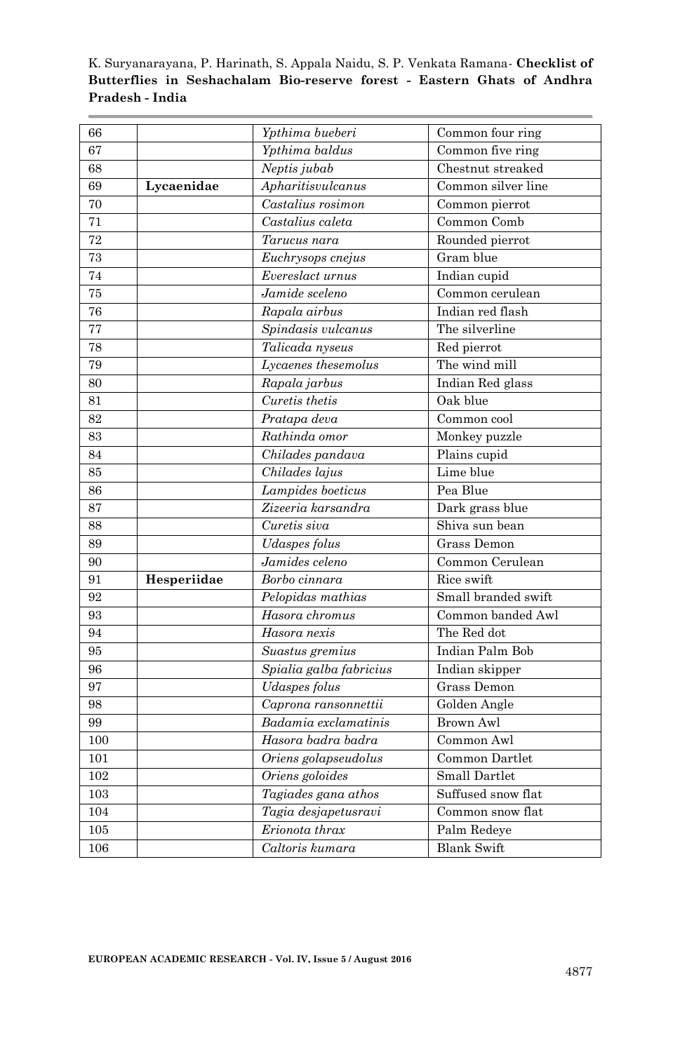| | | | |
|---|---|---|---|
| 66 | | *Ypthima bueberi* | Common four ring |
| 67 | | *Ypthima baldus* | Common five ring |
| 68 | | *Neptis jubab* | Chestnut streaked |
| 69 | **Lycaenidae** | *Apharitisvulcanus* | Common silver line |
| 70 | | *Castalius rosimon* | Common pierrot |
| 71 | | *Castalius caleta* | Common Comb |
| 72 | | *Tarucus nara* | Rounded pierrot |
| 73 | | *Euchrysops cnejus* | Gram blue |
| 74 | | *Evereslact urnus* | Indian cupid |
| 75 | | *Jamide sceleno* | Common cerulean |
| 76 | | *Rapala airbus* | Indian red flash |
| 77 | | *Spindasis vulcanus* | The silverline |
| 78 | | *Talicada nyseus* | Red pierrot |
| 79 | | *Lycaenes thesemolus* | The wind mill |
| 80 | | *Rapala jarbus* | Indian Red glass |
| 81 | | *Curetis thetis* | Oak blue |
| 82 | | *Pratapa deva* | Common cool |
| 83 | | *Rathinda omor* | Monkey puzzle |
| 84 | | *Chilades pandava* | Plains cupid |
| 85 | | *Chilades lajus* | Lime blue |
| 86 | | *Lampides boeticus* | Pea Blue |
| 87 | | *Zizeeria karsandra* | Dark grass blue |
| 88 | | *Curetis siva* | Shiva sun bean |
| 89 | | *Udaspes folus* | Grass Demon |
| 90 | | *Jamides celeno* | Common Cerulean |
| 91 | **Hesperiidae** | *Borbo cinnara* | Rice swift |
| 92 | | *Pelopidas mathias* | Small branded swift |
| 93 | | *Hasora chromus* | Common banded Awl |
| 94 | | *Hasora nexis* | The Red dot |
| 95 | | *Suastus gremius* | Indian Palm Bob |
| 96 | | *Spialia galba fabricius* | Indian skipper |
| 97 | | *Udaspes folus* | Grass Demon |
| 98 | | *Caprona ransonnettii* | Golden Angle |
| 99 | | *Badamia exclamatinis* | Brown Awl |
| 100 | | *Hasora badra badra* | Common Awl |
| 101 | | *Oriens golapseudolus* | Common Dartlet |
| 102 | | *Oriens goloides* | Small Dartlet |
| 103 | | *Tagiades gana athos* | Suffused snow flat |
| 104 | | *Tagia desjapetusravi* | Common snow flat |
| 105 | | *Erionota thrax* | Palm Redeye |
| 106 | | *Caltoris kumara* | Blank Swift |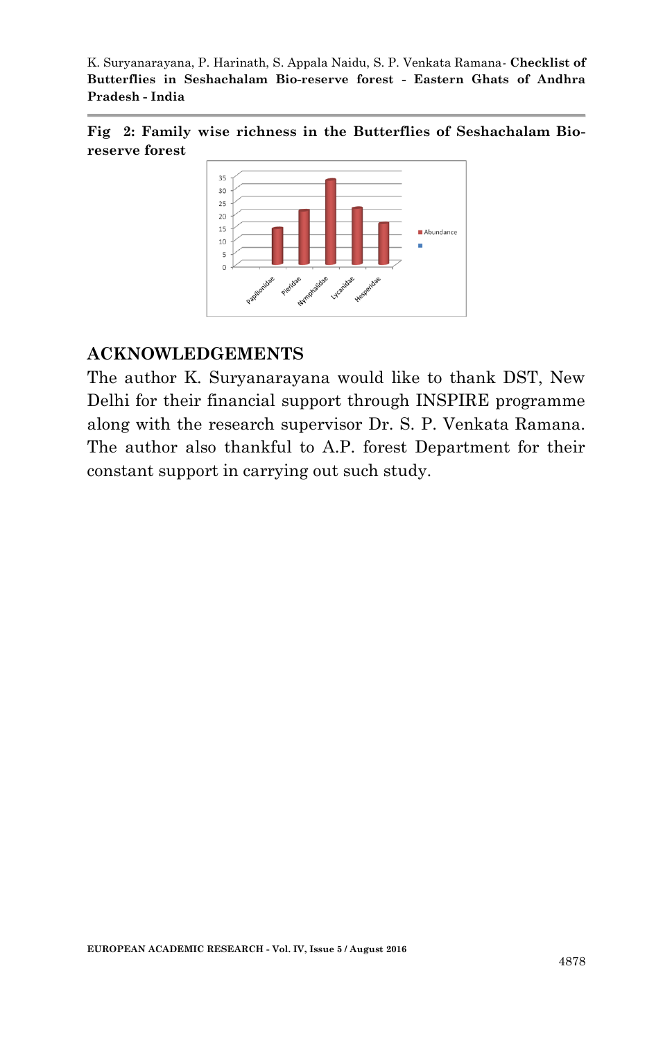**Fig 2: Family wise richness in the Butterflies of Seshachalam Bio-reserve forest**

## ACKNOWLEDGEMENTS

The author K. Suryanarayana would like to thank DST, New Delhi for their financial support through INSPIRE programme along with the research supervisor Dr. S. P. Venkata Ramana. The author also thankful to A.P. forest Department for their constant support in carrying out such study.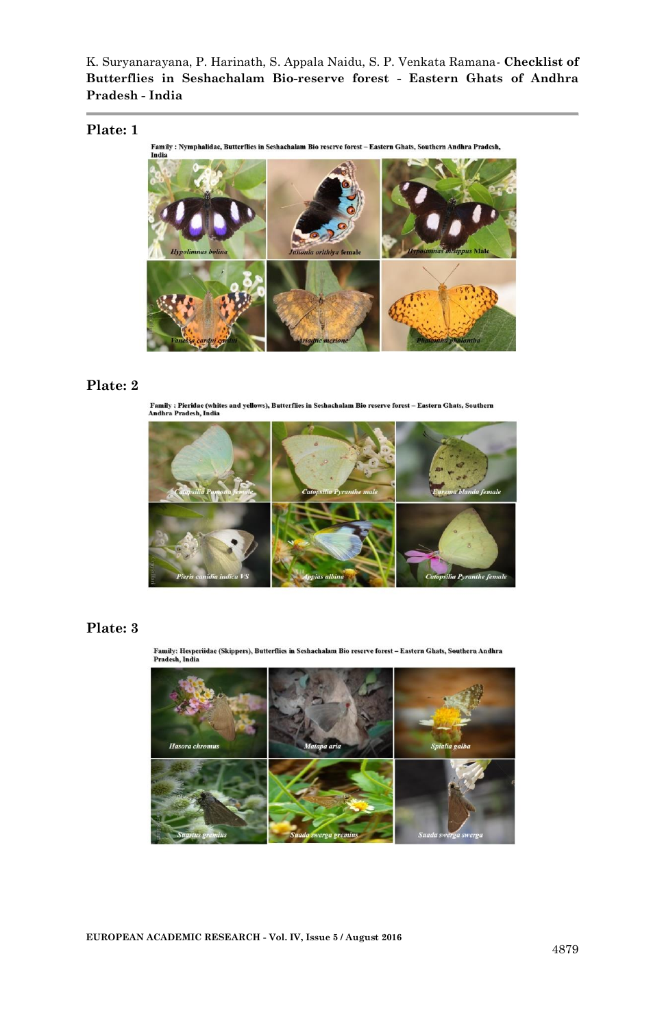## Plate: 1

Family : Nymphalidae, Butterflies in Seshachalam Bio reserve forest – Eastern Ghats, Southern Andhra Pradesh, India

*Hypolimnas bolina* | *Junonia orithiya* female | *Hypolimnas misippus* Male | *Vanessa cardui cardui* | *Ariadne merione* | *Phalanta phalantha*

## Plate: 2

Family : Pieridae (whites and yellows), Butterflies in Seshachalam Bio reserve forest – Eastern Ghats, Southern Andhra Pradesh, India

*Catopsilia Pomona* female | *Catopsilia Pyranthe* male | *Eurema blanda* female | *Pieris canidia indica* VS | *Appias albina* | *Catopsilia Pyranthe* female

## Plate: 3

Family: Hesperiidae (Skippers), Butterflies in Seshachalam Bio reserve forest – Eastern Ghats, Southern Andhra Pradesh, India

*Hasora chromus* | *Matapa aria* | *Spialia galba* | *Suastus gremius* | *Suada swerga gremius* | *Suada swerga swerga*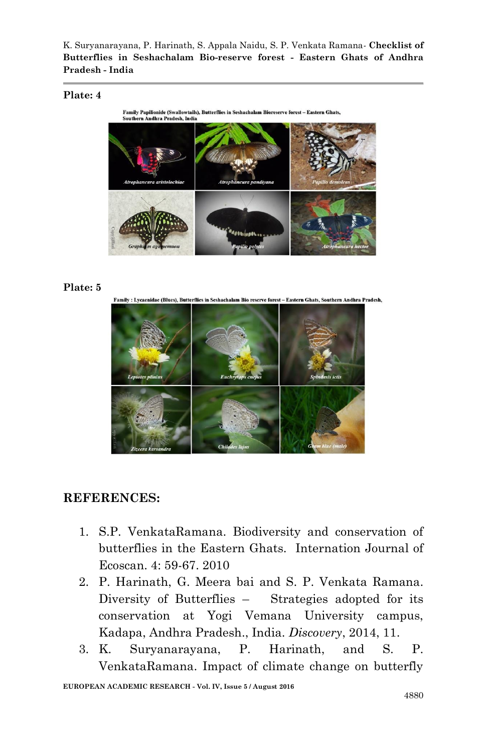**Plate: 4**

Family Papilionide (Swallowtails), Butterflies in Seshachalam Bioreserve forest – Eastern Ghats, Southern Andhra Pradesh, India

*Atrophaneura aristolochiae*, *Atrophaneura pandiyana*, *Papilio demoleus*, *Graphium agamemnon*, *Papilio polytes*, *Atrophaneura hector*

**Plate: 5**

Family : Lycaenidae (Blues), Butterflies in Seshachalam Bio reserve forest – Eastern Ghats, Southern Andhra Pradesh, India

*Leptotes plinius*, *Euchrysops cnejus*, *Spindasis ictis*, *Zizeera karsandra*, *Chilades lajus*, Gram blue (male)

## REFERENCES:

1. S.P. VenkataRamana. Biodiversity and conservation of butterflies in the Eastern Ghats. Internation Journal of Ecoscan. 4: 59-67. 2010
2. P. Harinath, G. Meera bai and S. P. Venkata Ramana. Diversity of Butterflies – Strategies adopted for its conservation at Yogi Vemana University campus, Kadapa, Andhra Pradesh., India. *Discovery*, 2014, 11.
3. K. Suryanarayana, P. Harinath, and S. P. VenkataRamana. Impact of climate change on butterfly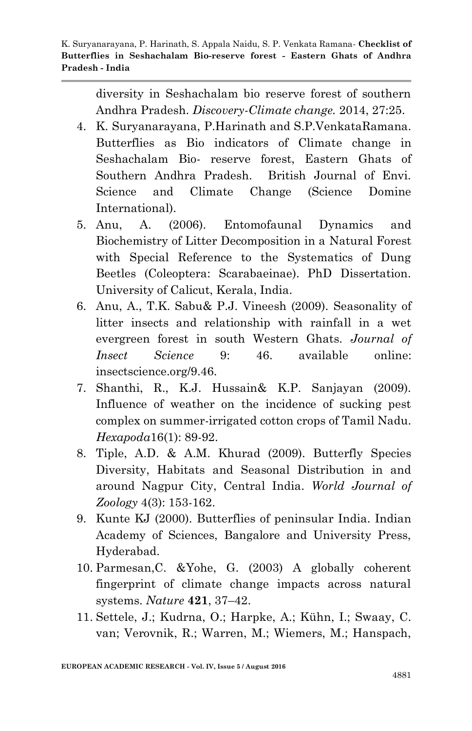diversity in Seshachalam bio reserve forest of southern Andhra Pradesh. *Discovery-Climate change.* 2014, 27:25.

4. K. Suryanarayana, P.Harinath and S.P.VenkataRamana. Butterflies as Bio indicators of Climate change in Seshachalam Bio- reserve forest, Eastern Ghats of Southern Andhra Pradesh. British Journal of Envi. Science and Climate Change (Science Domine International).
5. Anu, A. (2006). Entomofaunal Dynamics and Biochemistry of Litter Decomposition in a Natural Forest with Special Reference to the Systematics of Dung Beetles (Coleoptera: Scarabaeinae). PhD Dissertation. University of Calicut, Kerala, India.
6. Anu, A., T.K. Sabu& P.J. Vineesh (2009). Seasonality of litter insects and relationship with rainfall in a wet evergreen forest in south Western Ghats. *Journal of Insect Science* 9: 46. available online: insectscience.org/9.46.
7. Shanthi, R., K.J. Hussain& K.P. Sanjayan (2009). Influence of weather on the incidence of sucking pest complex on summer-irrigated cotton crops of Tamil Nadu. *Hexapoda*16(1): 89-92.
8. Tiple, A.D. & A.M. Khurad (2009). Butterfly Species Diversity, Habitats and Seasonal Distribution in and around Nagpur City, Central India. *World Journal of Zoology* 4(3): 153-162.
9. Kunte KJ (2000). Butterflies of peninsular India. Indian Academy of Sciences, Bangalore and University Press, Hyderabad.
10. Parmesan,C. &Yohe, G. (2003) A globally coherent fingerprint of climate change impacts across natural systems. *Nature* **421**, 37–42.
11. Settele, J.; Kudrna, O.; Harpke, A.; Kühn, I.; Swaay, C. van; Verovnik, R.; Warren, M.; Wiemers, M.; Hanspach,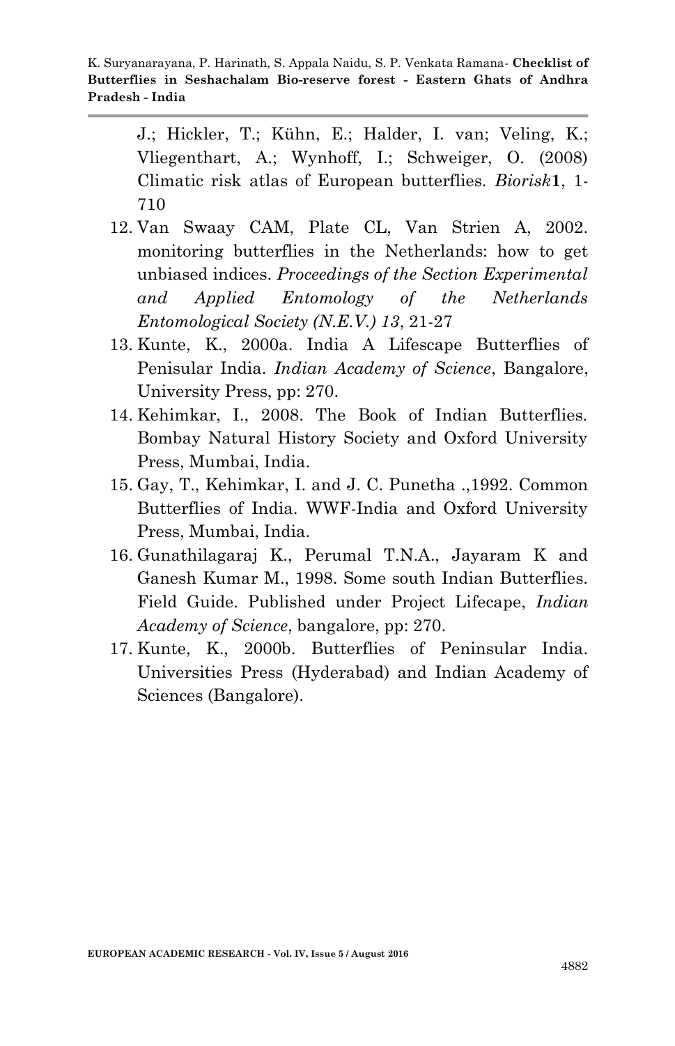J.; Hickler, T.; Kühn, E.; Halder, I. van; Veling, K.; Vliegenthart, A.; Wynhoff, I.; Schweiger, O. (2008) Climatic risk atlas of European butterflies. *Biorisk***1**, 1-710

12. Van Swaay CAM, Plate CL, Van Strien A, 2002. monitoring butterflies in the Netherlands: how to get unbiased indices. *Proceedings of the Section Experimental and Applied Entomology of the Netherlands Entomological Society (N.E.V.) 13*, 21-27
13. Kunte, K., 2000a. India A Lifescape Butterflies of Penisular India. *Indian Academy of Science*, Bangalore, University Press, pp: 270.
14. Kehimkar, I., 2008. The Book of Indian Butterflies. Bombay Natural History Society and Oxford University Press, Mumbai, India.
15. Gay, T., Kehimkar, I. and J. C. Punetha .,1992. Common Butterflies of India. WWF-India and Oxford University Press, Mumbai, India.
16. Gunathilagaraj K., Perumal T.N.A., Jayaram K and Ganesh Kumar M., 1998. Some south Indian Butterflies. Field Guide. Published under Project Lifecape, *Indian Academy of Science*, bangalore, pp: 270.
17. Kunte, K., 2000b. Butterflies of Peninsular India. Universities Press (Hyderabad) and Indian Academy of Sciences (Bangalore).